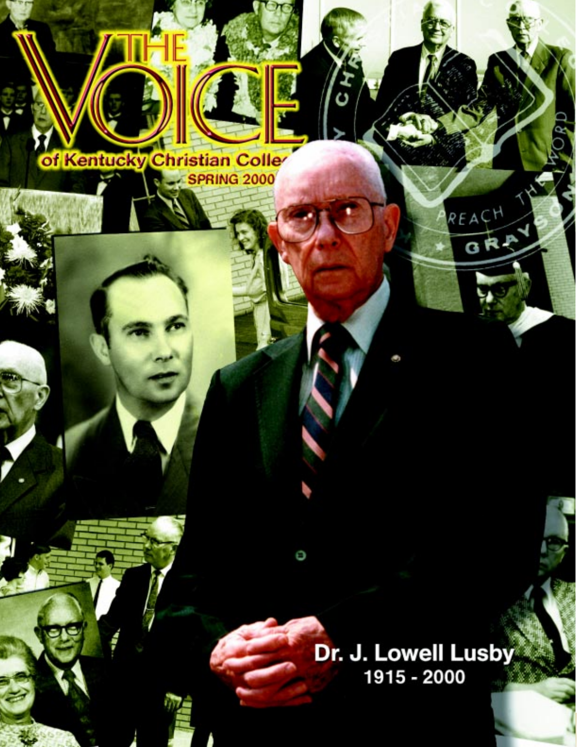# THE VOICE

of Kentucky Christian Colle

SPRING 2000

Dr. J. Lowell Lusby
1915 - 2000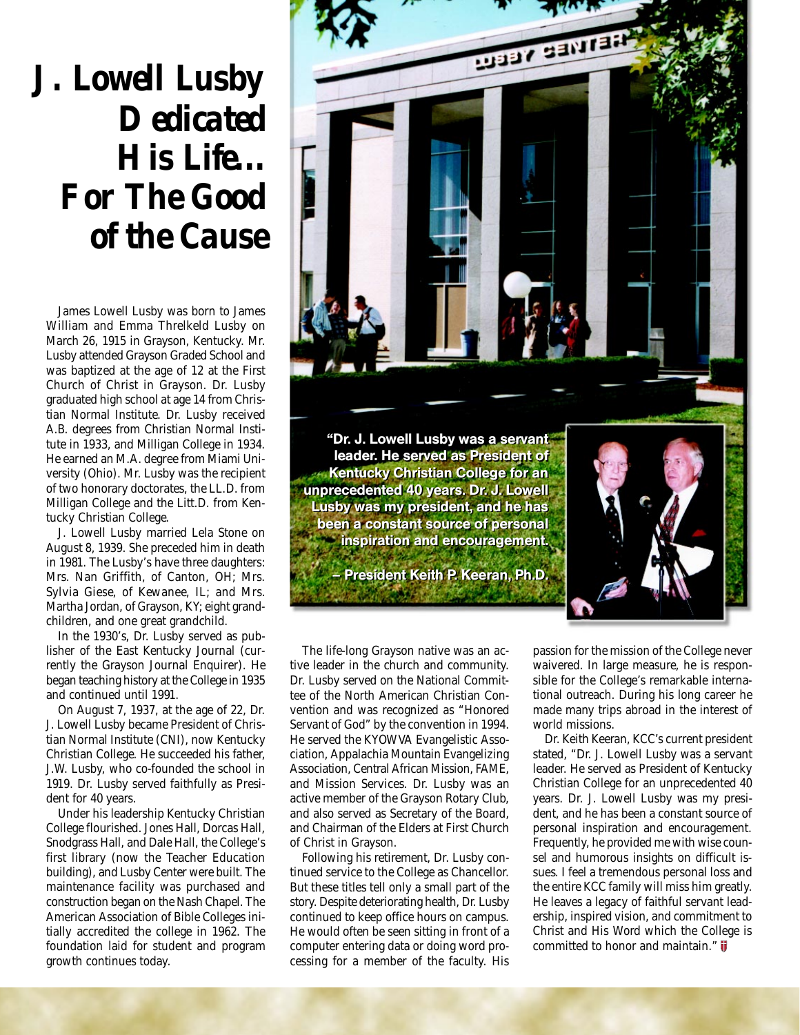# J. Lowell Lusby Dedicated His Life... For The Good of the Cause

James Lowell Lusby was born to James William and Emma Threlkeld Lusby on March 26, 1915 in Grayson, Kentucky. Mr. Lusby attended Grayson Graded School and was baptized at the age of 12 at the First Church of Christ in Grayson. Dr. Lusby graduated high school at age 14 from Christian Normal Institute. Dr. Lusby received A.B. degrees from Christian Normal Institute in 1933, and Milligan College in 1934. He earned an M.A. degree from Miami University (Ohio). Mr. Lusby was the recipient of two honorary doctorates, the LL.D. from Milligan College and the Litt.D. from Kentucky Christian College.

J. Lowell Lusby married Lela Stone on August 8, 1939. She preceded him in death in 1981. The Lusby's have three daughters: Mrs. Nan Griffith, of Canton, OH; Mrs. Sylvia Giese, of Kewanee, IL; and Mrs. Martha Jordan, of Grayson, KY; eight grandchildren, and one great grandchild.

In the 1930's, Dr. Lusby served as publisher of the East Kentucky Journal (currently the Grayson Journal Enquirer). He began teaching history at the College in 1935 and continued until 1991.

On August 7, 1937, at the age of 22, Dr. J. Lowell Lusby became President of Christian Normal Institute (CNI), now Kentucky Christian College. He succeeded his father, J.W. Lusby, who co-founded the school in 1919. Dr. Lusby served faithfully as President for 40 years.

Under his leadership Kentucky Christian College flourished. Jones Hall, Dorcas Hall, Snodgrass Hall, and Dale Hall, the College's first library (now the Teacher Education building), and Lusby Center were built. The maintenance facility was purchased and construction began on the Nash Chapel. The American Association of Bible Colleges initially accredited the college in 1962. The foundation laid for student and program growth continues today.

**"Dr. J. Lowell Lusby was a servant leader. He served as President of Kentucky Christian College for an unprecedented 40 years. Dr. J. Lowell Lusby was my president, and he has been a constant source of personal inspiration and encouragement.**

**– President Keith P. Keeran, Ph.D.**

The life-long Grayson native was an active leader in the church and community. Dr. Lusby served on the National Committee of the North American Christian Convention and was recognized as "Honored Servant of God" by the convention in 1994. He served the KYOWVA Evangelistic Association, Appalachia Mountain Evangelizing Association, Central African Mission, FAME, and Mission Services. Dr. Lusby was an active member of the Grayson Rotary Club, and also served as Secretary of the Board, and Chairman of the Elders at First Church of Christ in Grayson.

Following his retirement, Dr. Lusby continued service to the College as Chancellor. But these titles tell only a small part of the story. Despite deteriorating health, Dr. Lusby continued to keep office hours on campus. He would often be seen sitting in front of a computer entering data or doing word processing for a member of the faculty. His passion for the mission of the College never waivered. In large measure, he is responsible for the College's remarkable international outreach. During his long career he made many trips abroad in the interest of world missions.

Dr. Keith Keeran, KCC's current president stated, "Dr. J. Lowell Lusby was a servant leader. He served as President of Kentucky Christian College for an unprecedented 40 years. Dr. J. Lowell Lusby was my president, and he has been a constant source of personal inspiration and encouragement. Frequently, he provided me with wise counsel and humorous insights on difficult issues. I feel a tremendous personal loss and the entire KCC family will miss him greatly. He leaves a legacy of faithful servant leadership, inspired vision, and commitment to Christ and His Word which the College is committed to honor and maintain."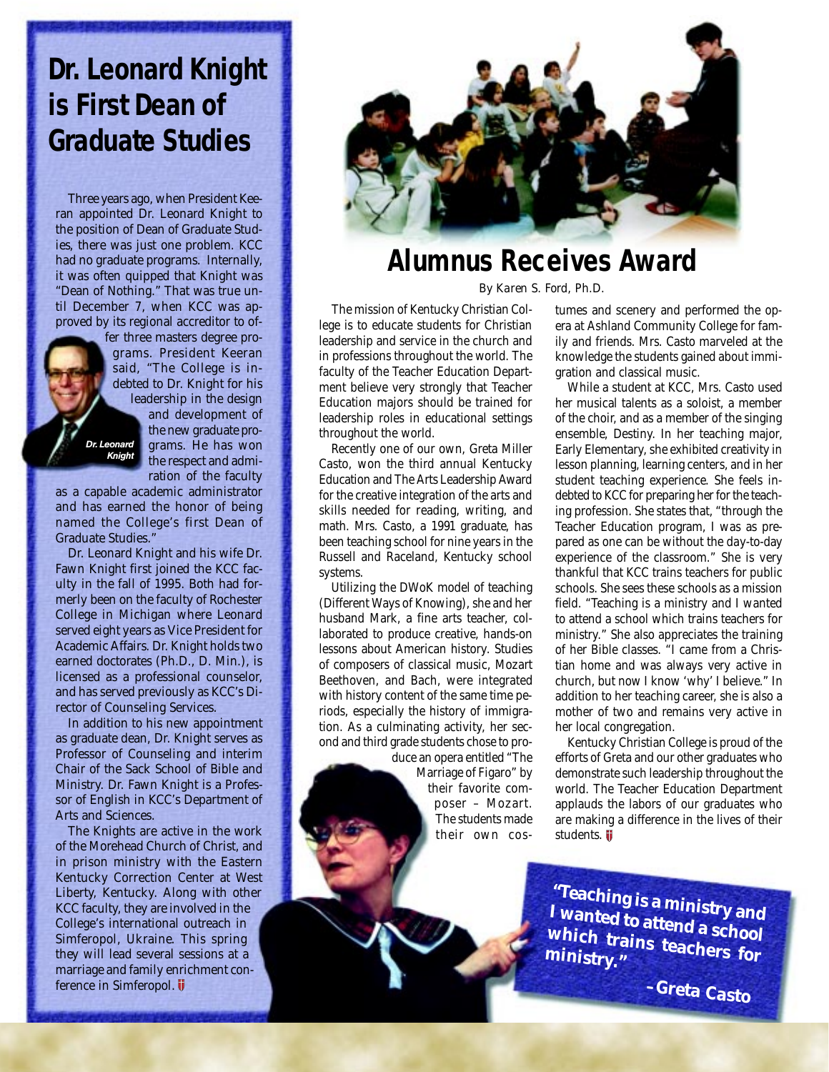## Dr. Leonard Knight is First Dean of Graduate Studies

Three years ago, when President Keeran appointed Dr. Leonard Knight to the position of Dean of Graduate Studies, there was just one problem. KCC had no graduate programs. Internally, it was often quipped that Knight was "Dean of Nothing." That was true until December 7, when KCC was approved by its regional accreditor to offer three masters degree programs. President Keeran said, "The College is indebted to Dr. Knight for his leadership in the design and development of the new graduate programs. He has won the respect and admiration of the faculty as a capable academic administrator and has earned the honor of being named the College's first Dean of Graduate Studies."

*Dr. Leonard Knight*

Dr. Leonard Knight and his wife Dr. Fawn Knight first joined the KCC faculty in the fall of 1995. Both had formerly been on the faculty of Rochester College in Michigan where Leonard served eight years as Vice President for Academic Affairs. Dr. Knight holds two earned doctorates (Ph.D., D. Min.), is licensed as a professional counselor, and has served previously as KCC's Director of Counseling Services.

In addition to his new appointment as graduate dean, Dr. Knight serves as Professor of Counseling and interim Chair of the Sack School of Bible and Ministry. Dr. Fawn Knight is a Professor of English in KCC's Department of Arts and Sciences.

The Knights are active in the work of the Morehead Church of Christ, and in prison ministry with the Eastern Kentucky Correction Center at West Liberty, Kentucky. Along with other KCC faculty, they are involved in the College's international outreach in Simferopol, Ukraine. This spring they will lead several sessions at a marriage and family enrichment conference in Simferopol.

## Alumnus Receives Award

By Karen S. Ford, Ph.D.

The mission of Kentucky Christian College is to educate students for Christian leadership and service in the church and in professions throughout the world. The faculty of the Teacher Education Department believe very strongly that Teacher Education majors should be trained for leadership roles in educational settings throughout the world.

Recently one of our own, Greta Miller Casto, won the third annual Kentucky Education and The Arts Leadership Award for the creative integration of the arts and skills needed for reading, writing, and math. Mrs. Casto, a 1991 graduate, has been teaching school for nine years in the Russell and Raceland, Kentucky school systems.

Utilizing the DWoK model of teaching (Different Ways of Knowing), she and her husband Mark, a fine arts teacher, collaborated to produce creative, hands-on lessons about American history. Studies of composers of classical music, Mozart Beethoven, and Bach, were integrated with history content of the same time periods, especially the history of immigration. As a culminating activity, her second and third grade students chose to produce an opera entitled "The Marriage of Figaro" by their favorite composer – Mozart. The students made their own costumes and scenery and performed the opera at Ashland Community College for family and friends. Mrs. Casto marveled at the knowledge the students gained about immigration and classical music.

While a student at KCC, Mrs. Casto used her musical talents as a soloist, a member of the choir, and as a member of the singing ensemble, Destiny. In her teaching major, Early Elementary, she exhibited creativity in lesson planning, learning centers, and in her student teaching experience. She feels indebted to KCC for preparing her for the teaching profession. She states that, "through the Teacher Education program, I was as prepared as one can be without the day-to-day experience of the classroom." She is very thankful that KCC trains teachers for public schools. She sees these schools as a mission field. "Teaching is a ministry and I wanted to attend a school which trains teachers for ministry." She also appreciates the training of her Bible classes. "I came from a Christian home and was always very active in church, but now I know 'why' I believe." In addition to her teaching career, she is also a mother of two and remains very active in her local congregation.

Kentucky Christian College is proud of the efforts of Greta and our other graduates who demonstrate such leadership throughout the world. The Teacher Education Department applauds the labors of our graduates who are making a difference in the lives of their students.

> **"Teaching is a ministry and I wanted to attend a school which trains teachers for ministry."**
>
> **– Greta Casto**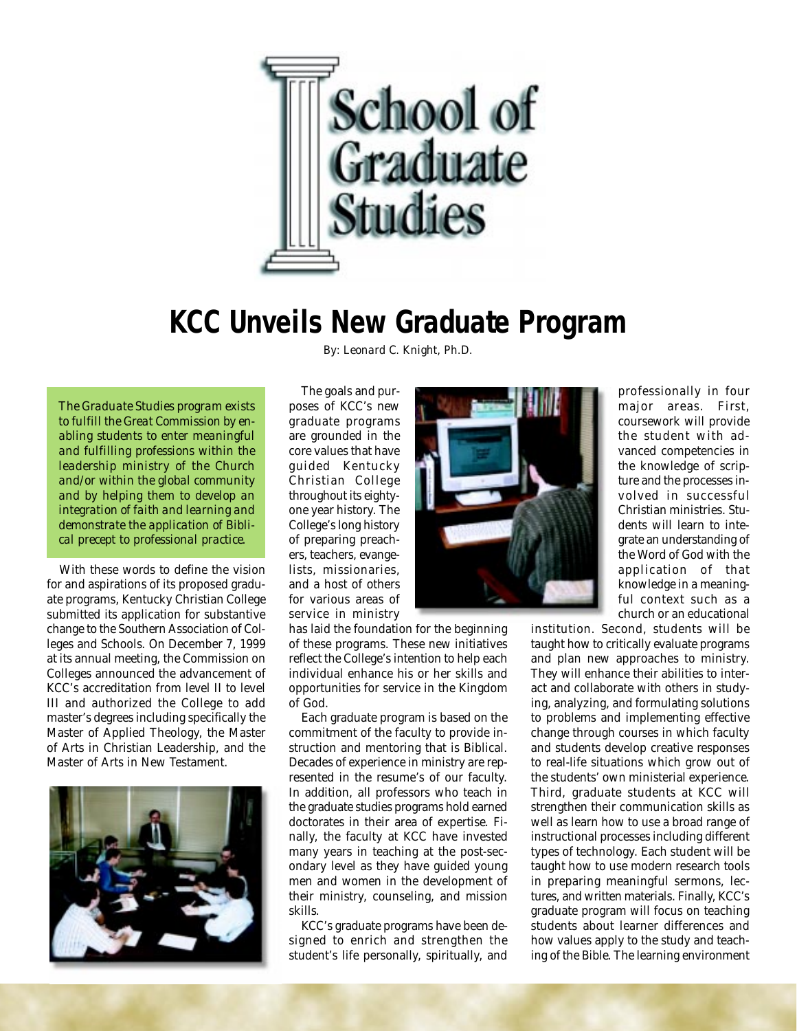# School of Graduate Studies

## KCC Unveils New Graduate Program

By: Leonard C. Knight, Ph.D.

*The Graduate Studies program exists to fulfill the Great Commission by enabling students to enter meaningful and fulfilling professions within the leadership ministry of the Church and/or within the global community and by helping them to develop an integration of faith and learning and demonstrate the application of Biblical precept to professional practice.*

With these words to define the vision for and aspirations of its proposed graduate programs, Kentucky Christian College submitted its application for substantive change to the Southern Association of Colleges and Schools. On December 7, 1999 at its annual meeting, the Commission on Colleges announced the advancement of KCC's accreditation from level II to level III and authorized the College to add master's degrees including specifically the Master of Applied Theology, the Master of Arts in Christian Leadership, and the Master of Arts in New Testament.

The goals and purposes of KCC's new graduate programs are grounded in the core values that have guided Kentucky Christian College throughout its eighty-one year history. The College's long history of preparing preachers, teachers, evangelists, missionaries, and a host of others for various areas of service in ministry has laid the foundation for the beginning of these programs. These new initiatives reflect the College's intention to help each individual enhance his or her skills and opportunities for service in the Kingdom of God.

Each graduate program is based on the commitment of the faculty to provide instruction and mentoring that is Biblical. Decades of experience in ministry are represented in the resume's of our faculty. In addition, all professors who teach in the graduate studies programs hold earned doctorates in their area of expertise. Finally, the faculty at KCC have invested many years in teaching at the post-secondary level as they have guided young men and women in the development of their ministry, counseling, and mission skills.

KCC's graduate programs have been designed to enrich and strengthen the student's life personally, spiritually, and professionally in four major areas. First, coursework will provide the student with advanced competencies in the knowledge of scripture and the processes involved in successful Christian ministries. Students will learn to integrate an understanding of the Word of God with the application of that knowledge in a meaningful context such as a church or an educational institution. Second, students will be taught how to critically evaluate programs and plan new approaches to ministry. They will enhance their abilities to interact and collaborate with others in studying, analyzing, and formulating solutions to problems and implementing effective change through courses in which faculty and students develop creative responses to real-life situations which grow out of the students' own ministerial experience. Third, graduate students at KCC will strengthen their communication skills as well as learn how to use a broad range of instructional processes including different types of technology. Each student will be taught how to use modern research tools in preparing meaningful sermons, lectures, and written materials. Finally, KCC's graduate program will focus on teaching students about learner differences and how values apply to the study and teaching of the Bible. The learning environment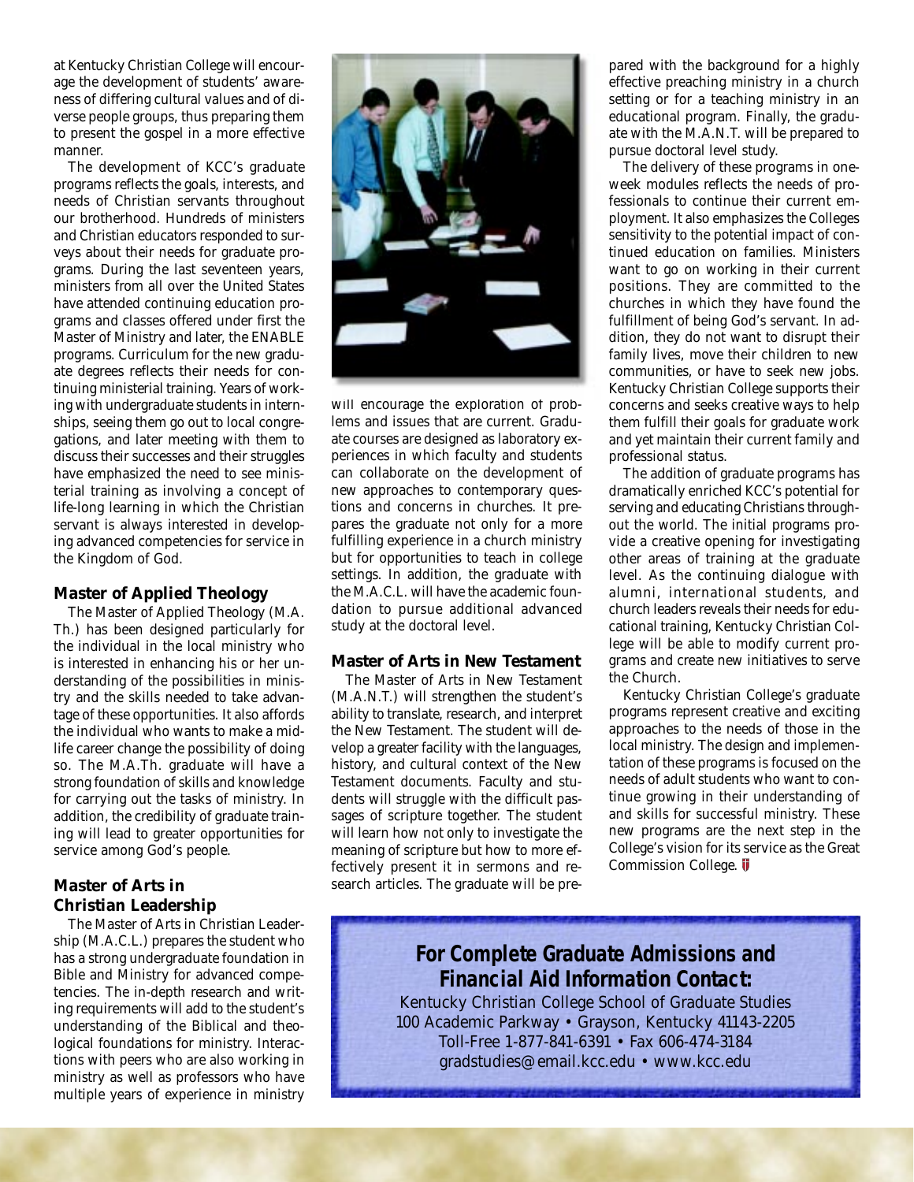at Kentucky Christian College will encourage the development of students' awareness of differing cultural values and of diverse people groups, thus preparing them to present the gospel in a more effective manner.

The development of KCC's graduate programs reflects the goals, interests, and needs of Christian servants throughout our brotherhood. Hundreds of ministers and Christian educators responded to surveys about their needs for graduate programs. During the last seventeen years, ministers from all over the United States have attended continuing education programs and classes offered under first the Master of Ministry and later, the ENABLE programs. Curriculum for the new graduate degrees reflects their needs for continuing ministerial training. Years of working with undergraduate students in internships, seeing them go out to local congregations, and later meeting with them to discuss their successes and their struggles have emphasized the need to see ministerial training as involving a concept of life-long learning in which the Christian servant is always interested in developing advanced competencies for service in the Kingdom of God.

### Master of Applied Theology

The Master of Applied Theology (M.A. Th.) has been designed particularly for the individual in the local ministry who is interested in enhancing his or her understanding of the possibilities in ministry and the skills needed to take advantage of these opportunities. It also affords the individual who wants to make a mid-life career change the possibility of doing so. The M.A.Th. graduate will have a strong foundation of skills and knowledge for carrying out the tasks of ministry. In addition, the credibility of graduate training will lead to greater opportunities for service among God's people.

### Master of Arts in Christian Leadership

The Master of Arts in Christian Leadership (M.A.C.L.) prepares the student who has a strong undergraduate foundation in Bible and Ministry for advanced competencies. The in-depth research and writing requirements will add to the student's understanding of the Biblical and theological foundations for ministry. Interactions with peers who are also working in ministry as well as professors who have multiple years of experience in ministry will encourage the exploration of problems and issues that are current. Graduate courses are designed as laboratory experiences in which faculty and students can collaborate on the development of new approaches to contemporary questions and concerns in churches. It prepares the graduate not only for a more fulfilling experience in a church ministry but for opportunities to teach in college settings. In addition, the graduate with the M.A.C.L. will have the academic foundation to pursue additional advanced study at the doctoral level.

### Master of Arts in New Testament

The Master of Arts in New Testament (M.A.N.T.) will strengthen the student's ability to translate, research, and interpret the New Testament. The student will develop a greater facility with the languages, history, and cultural context of the New Testament documents. Faculty and students will struggle with the difficult passages of scripture together. The student will learn how not only to investigate the meaning of scripture but how to more effectively present it in sermons and research articles. The graduate will be prepared with the background for a highly effective preaching ministry in a church setting or for a teaching ministry in an educational program. Finally, the graduate with the M.A.N.T. will be prepared to pursue doctoral level study.

The delivery of these programs in one-week modules reflects the needs of professionals to continue their current employment. It also emphasizes the Colleges sensitivity to the potential impact of continued education on families. Ministers want to go on working in their current positions. They are committed to the churches in which they have found the fulfillment of being God's servant. In addition, they do not want to disrupt their family lives, move their children to new communities, or have to seek new jobs. Kentucky Christian College supports their concerns and seeks creative ways to help them fulfill their goals for graduate work and yet maintain their current family and professional status.

The addition of graduate programs has dramatically enriched KCC's potential for serving and educating Christians throughout the world. The initial programs provide a creative opening for investigating other areas of training at the graduate level. As the continuing dialogue with alumni, international students, and church leaders reveals their needs for educational training, Kentucky Christian College will be able to modify current programs and create new initiatives to serve the Church.

Kentucky Christian College's graduate programs represent creative and exciting approaches to the needs of those in the local ministry. The design and implementation of these programs is focused on the needs of adult students who want to continue growing in their understanding of and skills for successful ministry. These new programs are the next step in the College's vision for its service as the Great Commission College.

**For Complete Graduate Admissions and Financial Aid Information Contact:**

Kentucky Christian College School of Graduate Studies
100 Academic Parkway • Grayson, Kentucky 41143-2205
Toll-Free 1-877-841-6391 • Fax 606-474-3184
gradstudies@email.kcc.edu • www.kcc.edu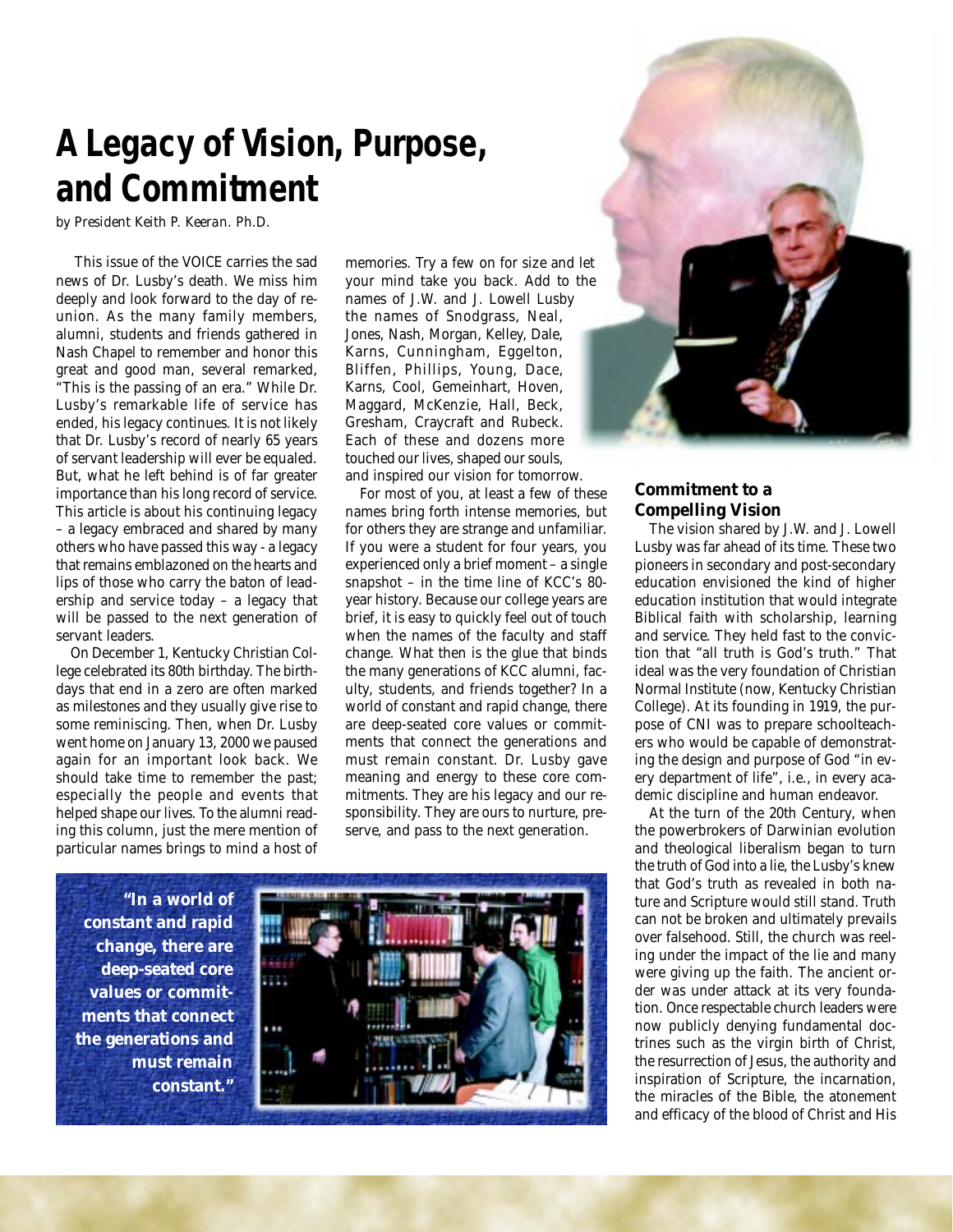# A Legacy of Vision, Purpose, and Commitment

*by President Keith P. Keeran. Ph.D.*

This issue of the VOICE carries the sad news of Dr. Lusby's death. We miss him deeply and look forward to the day of reunion. As the many family members, alumni, students and friends gathered in Nash Chapel to remember and honor this great and good man, several remarked, "This is the passing of an era." While Dr. Lusby's remarkable life of service has ended, his legacy continues. It is not likely that Dr. Lusby's record of nearly 65 years of servant leadership will ever be equaled. But, what he left behind is of far greater importance than his long record of service. This article is about his continuing legacy – a legacy embraced and shared by many others who have passed this way - a legacy that remains emblazoned on the hearts and lips of those who carry the baton of leadership and service today – a legacy that will be passed to the next generation of servant leaders.

On December 1, Kentucky Christian College celebrated its 80th birthday. The birthdays that end in a zero are often marked as milestones and they usually give rise to some reminiscing. Then, when Dr. Lusby went home on January 13, 2000 we paused again for an important look back. We should take time to remember the past; especially the people and events that helped shape our lives. To the alumni reading this column, just the mere mention of particular names brings to mind a host of memories. Try a few on for size and let your mind take you back. Add to the names of J.W. and J. Lowell Lusby the names of Snodgrass, Neal, Jones, Nash, Morgan, Kelley, Dale, Karns, Cunningham, Eggelton, Bliffen, Phillips, Young, Dace, Karns, Cool, Gemeinhart, Hoven, Maggard, McKenzie, Hall, Beck, Gresham, Craycraft and Rubeck. Each of these and dozens more touched our lives, shaped our souls, and inspired our vision for tomorrow.

For most of you, at least a few of these names bring forth intense memories, but for others they are strange and unfamiliar. If you were a student for four years, you experienced only a brief moment – a single snapshot – in the time line of KCC's 80-year history. Because our college years are brief, it is easy to quickly feel out of touch when the names of the faculty and staff change. What then is the glue that binds the many generations of KCC alumni, faculty, students, and friends together? In a world of constant and rapid change, there are deep-seated core values or commitments that connect the generations and must remain constant. Dr. Lusby gave meaning and energy to these core commitments. They are his legacy and our responsibility. They are ours to nurture, preserve, and pass to the next generation.

> **"In a world of constant and rapid change, there are deep-seated core values or commitments that connect the generations and must remain constant."**

### Commitment to a Compelling Vision

The vision shared by J.W. and J. Lowell Lusby was far ahead of its time. These two pioneers in secondary and post-secondary education envisioned the kind of higher education institution that would integrate Biblical faith with scholarship, learning and service. They held fast to the conviction that "all truth is God's truth." That ideal was the very foundation of Christian Normal Institute (now, Kentucky Christian College). At its founding in 1919, the purpose of CNI was to prepare schoolteachers who would be capable of demonstrating the design and purpose of God "in every department of life", i.e., in every academic discipline and human endeavor.

At the turn of the 20th Century, when the powerbrokers of Darwinian evolution and theological liberalism began to turn the truth of God into a lie, the Lusby's knew that God's truth as revealed in both nature and Scripture would still stand. Truth can not be broken and ultimately prevails over falsehood. Still, the church was reeling under the impact of the lie and many were giving up the faith. The ancient order was under attack at its very foundation. Once respectable church leaders were now publicly denying fundamental doctrines such as the virgin birth of Christ, the resurrection of Jesus, the authority and inspiration of Scripture, the incarnation, the miracles of the Bible, the atonement and efficacy of the blood of Christ and His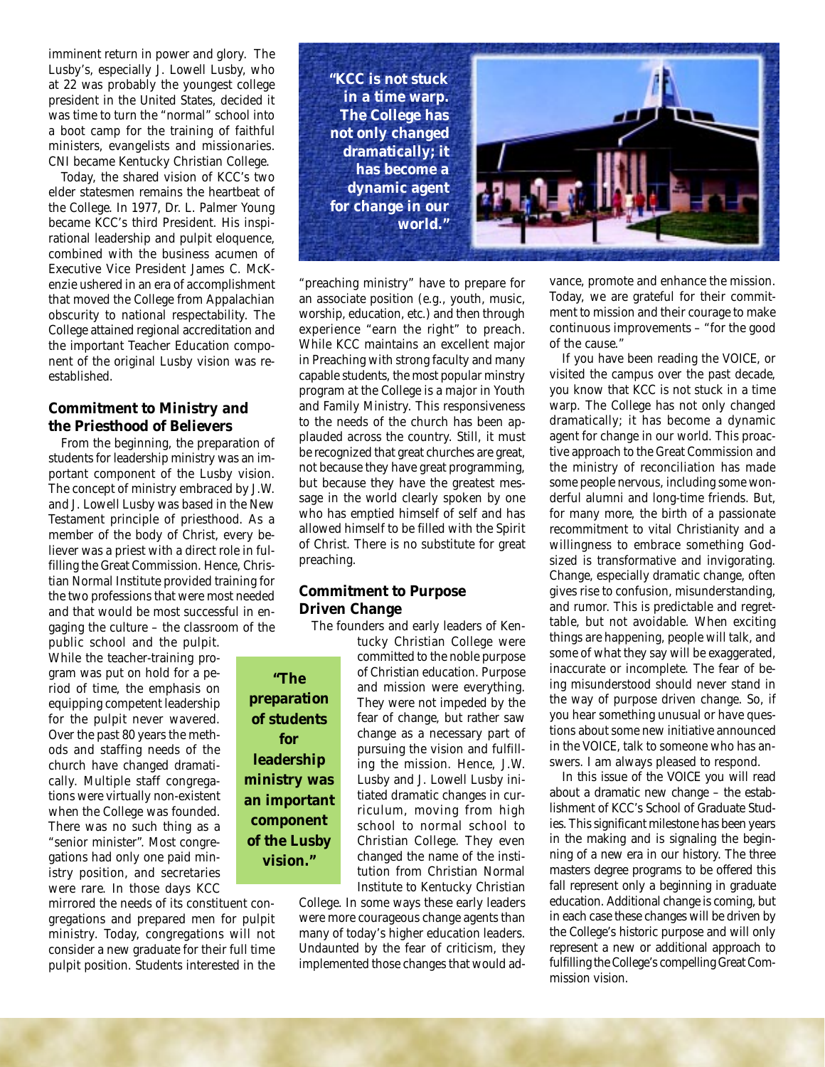imminent return in power and glory. The Lusby's, especially J. Lowell Lusby, who at 22 was probably the youngest college president in the United States, decided it was time to turn the "normal" school into a boot camp for the training of faithful ministers, evangelists and missionaries. CNI became Kentucky Christian College.

Today, the shared vision of KCC's two elder statesmen remains the heartbeat of the College. In 1977, Dr. L. Palmer Young became KCC's third President. His inspirational leadership and pulpit eloquence, combined with the business acumen of Executive Vice President James C. McKenzie ushered in an era of accomplishment that moved the College from Appalachian obscurity to national respectability. The College attained regional accreditation and the important Teacher Education component of the original Lusby vision was re-established.

## Commitment to Ministry and the Priesthood of Believers

From the beginning, the preparation of students for leadership ministry was an important component of the Lusby vision. The concept of ministry embraced by J.W. and J. Lowell Lusby was based in the New Testament principle of priesthood. As a member of the body of Christ, every believer was a priest with a direct role in fulfilling the Great Commission. Hence, Christian Normal Institute provided training for the two professions that were most needed and that would be most successful in engaging the culture – the classroom of the public school and the pulpit.

**"The preparation of students for leadership ministry was an important component of the Lusby vision."**

While the teacher-training program was put on hold for a period of time, the emphasis on equipping competent leadership for the pulpit never wavered. Over the past 80 years the methods and staffing needs of the church have changed dramatically. Multiple staff congregations were virtually non-existent when the College was founded. There was no such thing as a "senior minister". Most congregations had only one paid ministry position, and secretaries were rare. In those days KCC mirrored the needs of its constituent congregations and prepared men for pulpit ministry. Today, congregations will not consider a new graduate for their full time pulpit position. Students interested in the "preaching ministry" have to prepare for an associate position (e.g., youth, music, worship, education, etc.) and then through experience "earn the right" to preach. While KCC maintains an excellent major in Preaching with strong faculty and many capable students, the most popular minstry program at the College is a major in Youth and Family Ministry. This responsiveness to the needs of the church has been applauded across the country. Still, it must be recognized that great churches are great, not because they have great programming, but because they have the greatest message in the world clearly spoken by one who has emptied himself of self and has allowed himself to be filled with the Spirit of Christ. There is no substitute for great preaching.

**"KCC is not stuck in a time warp. The College has not only changed dramatically; it has become a dynamic agent for change in our world."**

## Commitment to Purpose Driven Change

The founders and early leaders of Kentucky Christian College were committed to the noble purpose of Christian education. Purpose and mission were everything. They were not impeded by the fear of change, but rather saw change as a necessary part of pursuing the vision and fulfilling the mission. Hence, J.W. Lusby and J. Lowell Lusby initiated dramatic changes in curriculum, moving from high school to normal school to Christian College. They even changed the name of the institution from Christian Normal Institute to Kentucky Christian College. In some ways these early leaders were more courageous change agents than many of today's higher education leaders. Undaunted by the fear of criticism, they implemented those changes that would advance, promote and enhance the mission. Today, we are grateful for their commitment to mission and their courage to make continuous improvements – "for the good of the cause."

If you have been reading the VOICE, or visited the campus over the past decade, you know that KCC is not stuck in a time warp. The College has not only changed dramatically; it has become a dynamic agent for change in our world. This proactive approach to the Great Commission and the ministry of reconciliation has made some people nervous, including some wonderful alumni and long-time friends. But, for many more, the birth of a passionate recommitment to vital Christianity and a willingness to embrace something God-sized is transformative and invigorating. Change, especially dramatic change, often gives rise to confusion, misunderstanding, and rumor. This is predictable and regrettable, but not avoidable. When exciting things are happening, people will talk, and some of what they say will be exaggerated, inaccurate or incomplete. The fear of being misunderstood should never stand in the way of purpose driven change. So, if you hear something unusual or have questions about some new initiative announced in the VOICE, talk to someone who has answers. I am always pleased to respond.

In this issue of the VOICE you will read about a dramatic new change – the establishment of KCC's School of Graduate Studies. This significant milestone has been years in the making and is signaling the beginning of a new era in our history. The three masters degree programs to be offered this fall represent only a beginning in graduate education. Additional change is coming, but in each case these changes will be driven by the College's historic purpose and will only represent a new or additional approach to fulfilling the College's compelling Great Commission vision.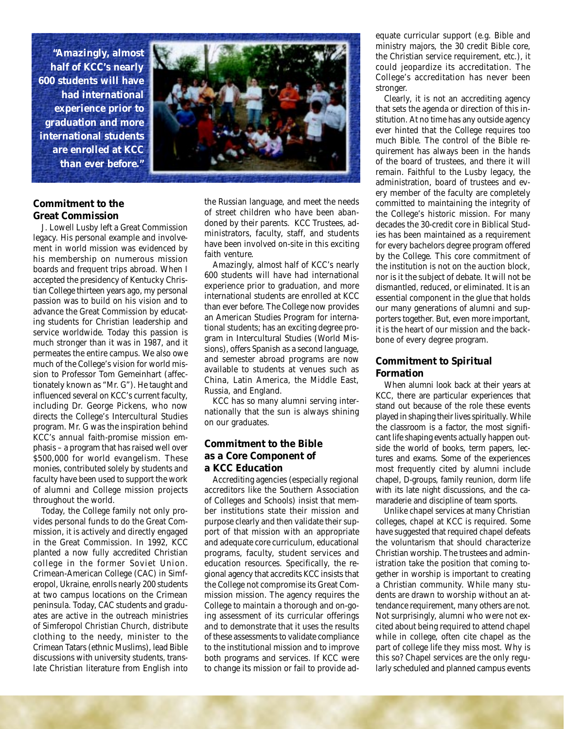> "Amazingly, almost half of KCC's nearly 600 students will have had international experience prior to graduation and more international students are enrolled at KCC than ever before."

### Commitment to the Great Commission

J. Lowell Lusby left a Great Commission legacy. His personal example and involvement in world mission was evidenced by his membership on numerous mission boards and frequent trips abroad. When I accepted the presidency of Kentucky Christian College thirteen years ago, my personal passion was to build on his vision and to advance the Great Commission by educating students for Christian leadership and service worldwide. Today this passion is much stronger than it was in 1987, and it permeates the entire campus. We also owe much of the College's vision for world mission to Professor Tom Gemeinhart (affectionately known as "Mr. G"). He taught and influenced several on KCC's current faculty, including Dr. George Pickens, who now directs the College's Intercultural Studies program. Mr. G was the inspiration behind KCC's annual faith-promise mission emphasis – a program that has raised well over $500,000 for world evangelism. These monies, contributed solely by students and faculty have been used to support the work of alumni and College mission projects throughout the world.

Today, the College family not only provides personal funds to do the Great Commission, it is actively and directly engaged in the Great Commission. In 1992, KCC planted a now fully accredited Christian college in the former Soviet Union. Crimean-American College (CAC) in Simferopol, Ukraine, enrolls nearly 200 students at two campus locations on the Crimean peninsula. Today, CAC students and graduates are active in the outreach ministries of Simferopol Christian Church, distribute clothing to the needy, minister to the Crimean Tatars (ethnic Muslims), lead Bible discussions with university students, translate Christian literature from English into the Russian language, and meet the needs of street children who have been abandoned by their parents. KCC Trustees, administrators, faculty, staff, and students have been involved on-site in this exciting faith venture.

Amazingly, almost half of KCC's nearly 600 students will have had international experience prior to graduation, and more international students are enrolled at KCC than ever before. The College now provides an American Studies Program for international students; has an exciting degree program in Intercultural Studies (World Missions), offers Spanish as a second language, and semester abroad programs are now available to students at venues such as China, Latin America, the Middle East, Russia, and England.

KCC has so many alumni serving internationally that the sun is always shining on our graduates.

### Commitment to the Bible as a Core Component of a KCC Education

Accrediting agencies (especially regional accreditors like the Southern Association of Colleges and Schools) insist that member institutions state their mission and purpose clearly and then validate their support of that mission with an appropriate and adequate core curriculum, educational programs, faculty, student services and education resources. Specifically, the regional agency that accredits KCC insists that the College not compromise its Great Commission mission. The agency requires the College to maintain a thorough and on-going assessment of its curricular offerings and to demonstrate that it uses the results of these assessments to validate compliance to the institutional mission and to improve both programs and services. If KCC were to change its mission or fail to provide adequate curricular support (e.g. Bible and ministry majors, the 30 credit Bible core, the Christian service requirement, etc.), it could jeopardize its accreditation. The College's accreditation has never been stronger.

Clearly, it is not an accrediting agency that sets the agenda or direction of this institution. At no time has any outside agency ever hinted that the College requires too much Bible. The control of the Bible requirement has always been in the hands of the board of trustees, and there it will remain. Faithful to the Lusby legacy, the administration, board of trustees and every member of the faculty are completely committed to maintaining the integrity of the College's historic mission. For many decades the 30-credit core in Biblical Studies has been maintained as a requirement for every bachelors degree program offered by the College. This core commitment of the institution is not on the auction block, nor is it the subject of debate. It will not be dismantled, reduced, or eliminated. It is an essential component in the glue that holds our many generations of alumni and supporters together. But, even more important, it is the heart of our mission and the backbone of every degree program.

### Commitment to Spiritual Formation

When alumni look back at their years at KCC, there are particular experiences that stand out because of the role these events played in shaping their lives spiritually. While the classroom is a factor, the most significant life shaping events actually happen outside the world of books, term papers, lectures and exams. Some of the experiences most frequently cited by alumni include chapel, D-groups, family reunion, dorm life with its late night discussions, and the camaraderie and discipline of team sports.

Unlike chapel services at many Christian colleges, chapel at KCC is required. Some have suggested that required chapel defeats the voluntarism that should characterize Christian worship. The trustees and administration take the position that coming together in worship is important to creating a Christian community. While many students are drawn to worship without an attendance requirement, many others are not. Not surprisingly, alumni who were not excited about being required to attend chapel while in college, often cite chapel as the part of college life they miss most. Why is this so? Chapel services are the only regularly scheduled and planned campus events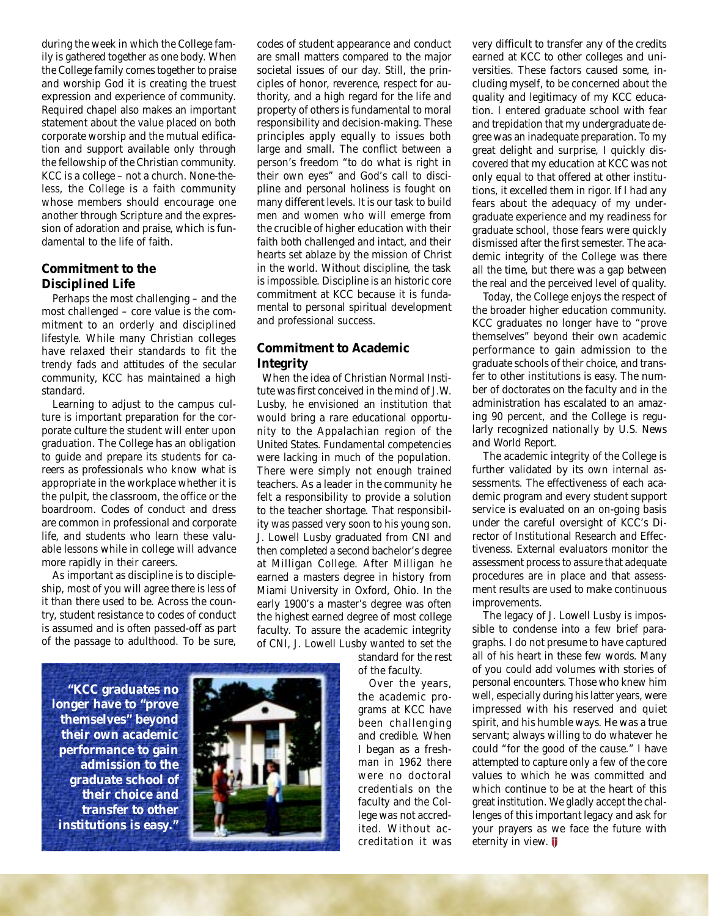during the week in which the College family is gathered together as one body. When the College family comes together to praise and worship God it is creating the truest expression and experience of community. Required chapel also makes an important statement about the value placed on both corporate worship and the mutual edification and support available only through the fellowship of the Christian community. KCC is a college – not a church. None-the-less, the College is a faith community whose members should encourage one another through Scripture and the expression of adoration and praise, which is fundamental to the life of faith.

## Commitment to the Disciplined Life

Perhaps the most challenging – and the most challenged – core value is the commitment to an orderly and disciplined lifestyle. While many Christian colleges have relaxed their standards to fit the trendy fads and attitudes of the secular community, KCC has maintained a high standard.

Learning to adjust to the campus culture is important preparation for the corporate culture the student will enter upon graduation. The College has an obligation to guide and prepare its students for careers as professionals who know what is appropriate in the workplace whether it is the pulpit, the classroom, the office or the boardroom. Codes of conduct and dress are common in professional and corporate life, and students who learn these valuable lessons while in college will advance more rapidly in their careers.

As important as discipline is to discipleship, most of you will agree there is less of it than there used to be. Across the country, student resistance to codes of conduct is assumed and is often passed-off as part of the passage to adulthood. To be sure, codes of student appearance and conduct are small matters compared to the major societal issues of our day. Still, the principles of honor, reverence, respect for authority, and a high regard for the life and property of others is fundamental to moral responsibility and decision-making. These principles apply equally to issues both large and small. The conflict between a person's freedom "to do what is right in their own eyes" and God's call to discipline and personal holiness is fought on many different levels. It is our task to build men and women who will emerge from the crucible of higher education with their faith both challenged and intact, and their hearts set ablaze by the mission of Christ in the world. Without discipline, the task is impossible. Discipline is an historic core commitment at KCC because it is fundamental to personal spiritual development and professional success.

## Commitment to Academic Integrity

When the idea of Christian Normal Institute was first conceived in the mind of J.W. Lusby, he envisioned an institution that would bring a rare educational opportunity to the Appalachian region of the United States. Fundamental competencies were lacking in much of the population. There were simply not enough trained teachers. As a leader in the community he felt a responsibility to provide a solution to the teacher shortage. That responsibility was passed very soon to his young son. J. Lowell Lusby graduated from CNI and then completed a second bachelor's degree at Milligan College. After Milligan he earned a masters degree in history from Miami University in Oxford, Ohio. In the early 1900's a master's degree was often the highest earned degree of most college faculty. To assure the academic integrity of CNI, J. Lowell Lusby wanted to set the standard for the rest of the faculty.

**"KCC graduates no longer have to "prove themselves" beyond their own academic performance to gain admission to the graduate school of their choice and transfer to other institutions is easy."**

Over the years, the academic programs at KCC have been challenging and credible. When I began as a freshman in 1962 there were no doctoral credentials on the faculty and the College was not accredited. Without accreditation it was very difficult to transfer any of the credits earned at KCC to other colleges and universities. These factors caused some, including myself, to be concerned about the quality and legitimacy of my KCC education. I entered graduate school with fear and trepidation that my undergraduate degree was an inadequate preparation. To my great delight and surprise, I quickly discovered that my education at KCC was not only equal to that offered at other institutions, it excelled them in rigor. If I had any fears about the adequacy of my undergraduate experience and my readiness for graduate school, those fears were quickly dismissed after the first semester. The academic integrity of the College was there all the time, but there was a gap between the real and the perceived level of quality.

Today, the College enjoys the respect of the broader higher education community. KCC graduates no longer have to "prove themselves" beyond their own academic performance to gain admission to the graduate schools of their choice, and transfer to other institutions is easy. The number of doctorates on the faculty and in the administration has escalated to an amazing 90 percent, and the College is regularly recognized nationally by *U.S. News and World Report*.

The academic integrity of the College is further validated by its own internal assessments. The effectiveness of each academic program and every student support service is evaluated on an on-going basis under the careful oversight of KCC's Director of Institutional Research and Effectiveness. External evaluators monitor the assessment process to assure that adequate procedures are in place and that assessment results are used to make continuous improvements.

The legacy of J. Lowell Lusby is impossible to condense into a few brief paragraphs. I do not presume to have captured all of his heart in these few words. Many of you could add volumes with stories of personal encounters. Those who knew him well, especially during his latter years, were impressed with his reserved and quiet spirit, and his humble ways. He was a true servant; always willing to do whatever he could "for the good of the cause." I have attempted to capture only a few of the core values to which he was committed and which continue to be at the heart of this great institution. We gladly accept the challenges of this important legacy and ask for your prayers as we face the future with eternity in view.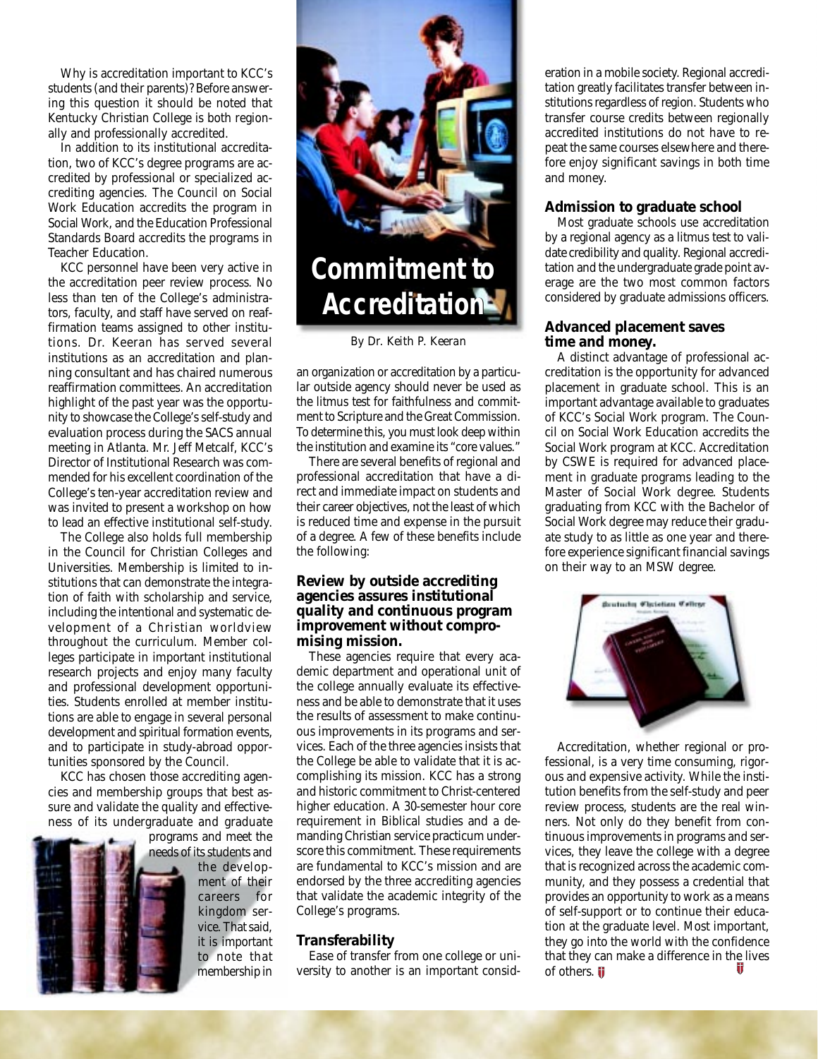# Commitment to Accreditation

By Dr. Keith P. Keeran

Why is accreditation important to KCC's students (and their parents)? Before answering this question it should be noted that Kentucky Christian College is both regionally and professionally accredited.

In addition to its institutional accreditation, two of KCC's degree programs are accredited by professional or specialized accrediting agencies. The Council on Social Work Education accredits the program in Social Work, and the Education Professional Standards Board accredits the programs in Teacher Education.

KCC personnel have been very active in the accreditation peer review process. No less than ten of the College's administrators, faculty, and staff have served on reaffirmation teams assigned to other institutions. Dr. Keeran has served several institutions as an accreditation and planning consultant and has chaired numerous reaffirmation committees. An accreditation highlight of the past year was the opportunity to showcase the College's self-study and evaluation process during the SACS annual meeting in Atlanta. Mr. Jeff Metcalf, KCC's Director of Institutional Research was commended for his excellent coordination of the College's ten-year accreditation review and was invited to present a workshop on how to lead an effective institutional self-study.

The College also holds full membership in the Council for Christian Colleges and Universities. Membership is limited to institutions that can demonstrate the integration of faith with scholarship and service, including the intentional and systematic development of a Christian worldview throughout the curriculum. Member colleges participate in important institutional research projects and enjoy many faculty and professional development opportunities. Students enrolled at member institutions are able to engage in several personal development and spiritual formation events, and to participate in study-abroad opportunities sponsored by the Council.

KCC has chosen those accrediting agencies and membership groups that best assure and validate the quality and effectiveness of its undergraduate and graduate programs and meet the needs of its students and the development of their careers for kingdom service. That said, it is important to note that membership in an organization or accreditation by a particular outside agency should never be used as the litmus test for faithfulness and commitment to Scripture and the Great Commission. To determine this, you must look deep within the institution and examine its "core values."

There are several benefits of regional and professional accreditation that have a direct and immediate impact on students and their career objectives, not the least of which is reduced time and expense in the pursuit of a degree. A few of these benefits include the following:

### Review by outside accrediting agencies assures institutional quality and continuous program improvement without compromising mission.

These agencies require that every academic department and operational unit of the college annually evaluate its effectiveness and be able to demonstrate that it uses the results of assessment to make continuous improvements in its programs and services. Each of the three agencies insists that the College be able to validate that it is accomplishing its mission. KCC has a strong and historic commitment to Christ-centered higher education. A 30-semester hour core requirement in Biblical studies and a demanding Christian service practicum underscore this commitment. These requirements are fundamental to KCC's mission and are endorsed by the three accrediting agencies that validate the academic integrity of the College's programs.

### Transferability

Ease of transfer from one college or university to another is an important consideration in a mobile society. Regional accreditation greatly facilitates transfer between institutions regardless of region. Students who transfer course credits between regionally accredited institutions do not have to repeat the same courses elsewhere and therefore enjoy significant savings in both time and money.

### Admission to graduate school

Most graduate schools use accreditation by a regional agency as a litmus test to validate credibility and quality. Regional accreditation and the undergraduate grade point average are the two most common factors considered by graduate admissions officers.

### Advanced placement saves time and money.

A distinct advantage of professional accreditation is the opportunity for advanced placement in graduate school. This is an important advantage available to graduates of KCC's Social Work program. The Council on Social Work Education accredits the Social Work program at KCC. Accreditation by CSWE is required for advanced placement in graduate programs leading to the Master of Social Work degree. Students graduating from KCC with the Bachelor of Social Work degree may reduce their graduate study to as little as one year and therefore experience significant financial savings on their way to an MSW degree.

Accreditation, whether regional or professional, is a very time consuming, rigorous and expensive activity. While the institution benefits from the self-study and peer review process, students are the real winners. Not only do they benefit from continuous improvements in programs and services, they leave the college with a degree that is recognized across the academic community, and they possess a credential that provides an opportunity to work as a means of self-support or to continue their education at the graduate level. Most important, they go into the world with the confidence that they can make a difference in the lives of others.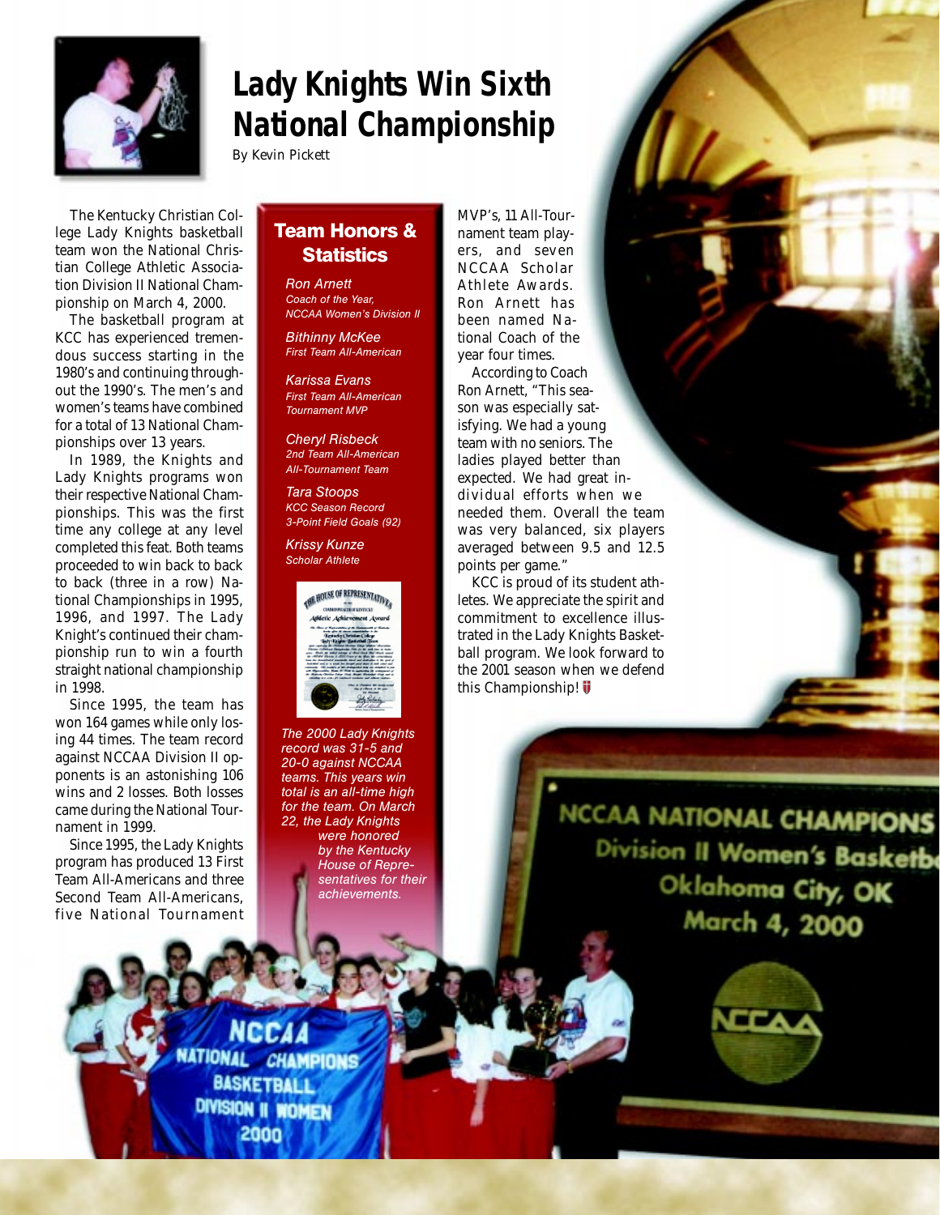# Lady Knights Win Sixth National Championship

By Kevin Pickett

The Kentucky Christian College Lady Knights basketball team won the National Christian College Athletic Association Division II National Championship on March 4, 2000.

The basketball program at KCC has experienced tremendous success starting in the 1980's and continuing throughout the 1990's. The men's and women's teams have combined for a total of 13 National Championships over 13 years.

In 1989, the Knights and Lady Knights programs won their respective National Championships. This was the first time any college at any level completed this feat. Both teams proceeded to win back to back to back (three in a row) National Championships in 1995, 1996, and 1997. The Lady Knight's continued their championship run to win a fourth straight national championship in 1998.

Since 1995, the team has won 164 games while only losing 44 times. The team record against NCCAA Division II opponents is an astonishing 106 wins and 2 losses. Both losses came during the National Tournament in 1999.

Since 1995, the Lady Knights program has produced 13 First Team All-Americans and three Second Team All-Americans, five National Tournament MVP's, 11 All-Tournament team players, and seven NCCAA Scholar Athlete Awards. Ron Arnett has been named National Coach of the year four times.

According to Coach Ron Arnett, "This season was especially satisfying. We had a young team with no seniors. The ladies played better than expected. We had great individual efforts when we needed them. Overall the team was very balanced, six players averaged between 9.5 and 12.5 points per game."

KCC is proud of its student athletes. We appreciate the spirit and commitment to excellence illustrated in the Lady Knights Basketball program. We look forward to the 2001 season when we defend this Championship!

## Team Honors & Statistics

*Ron Arnett*
*Coach of the Year, NCCAA Women's Division II*

*Bithinny McKee*
*First Team All-American*

*Karissa Evans*
*First Team All-American*
*Tournament MVP*

*Cheryl Risbeck*
*2nd Team All-American*
*All-Tournament Team*

*Tara Stoops*
*KCC Season Record*
*3-Point Field Goals (92)*

*Krissy Kunze*
*Scholar Athlete*

*The 2000 Lady Knights record was 31-5 and 20-0 against NCCAA teams. This years win total is an all-time high for the team. On March 22, the Lady Knights were honored by the Kentucky House of Representatives for their achievements.*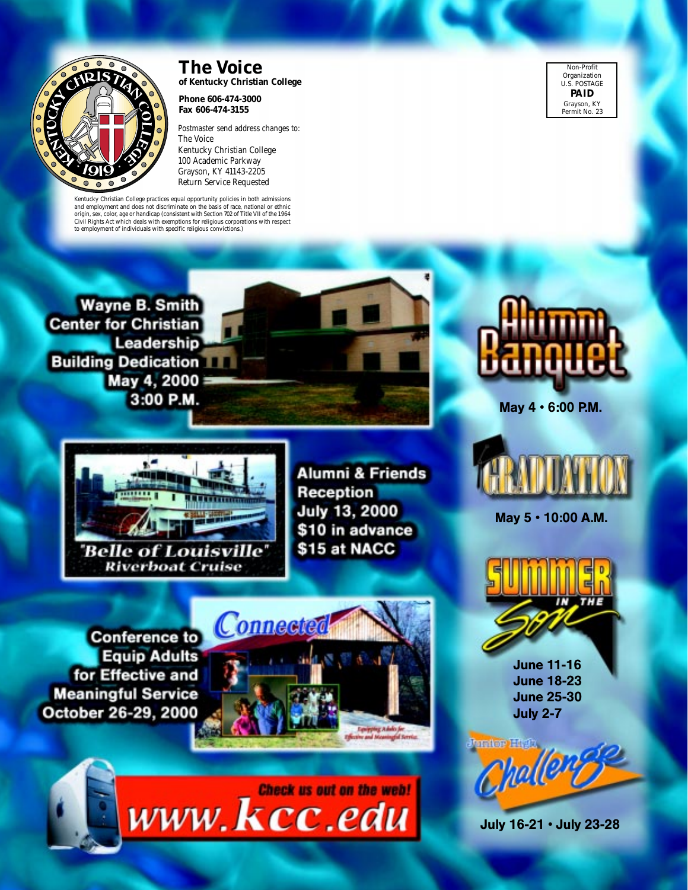# The Voice

**of Kentucky Christian College**

**Phone 606-474-3000**
**Fax 606-474-3155**

Postmaster send address changes to:
The Voice
Kentucky Christian College
100 Academic Parkway
Grayson, KY 41143-2205
Return Service Requested

Non-Profit
Organization
U.S. POSTAGE
**PAID**
Grayson, KY
Permit No. 23

Kentucky Christian College practices equal opportunity policies in both admissions and employment and does not discriminate on the basis of race, national or ethnic origin, sex, color, age or handicap (consistent with Section 702 of Title VII of the 1964 Civil Rights Act which deals with exemptions for religious corporations with respect to employment of individuals with specific religious convictions.)

**Wayne B. Smith Center for Christian Leadership Building Dedication**
**May 4, 2000**
**3:00 P.M.**

**Alumni Banquet**
**May 4 • 6:00 P.M.**

*"Belle of Louisville" Riverboat Cruise*

**Alumni & Friends Reception**
**July 13, 2000**
**$10 in advance**
**$15 at NACC**

**Graduation**
**May 5 • 10:00 A.M.**

**Connected**

**Conference to Equip Adults for Effective and Meaningful Service**
**October 26-29, 2000**

**Summer in the Son**
**June 11-16**
**June 18-23**
**June 25-30**
**July 2-7**

**Junior High Challenge**
**July 16-21 • July 23-28**

**Check us out on the web!**
**www.kcc.edu**